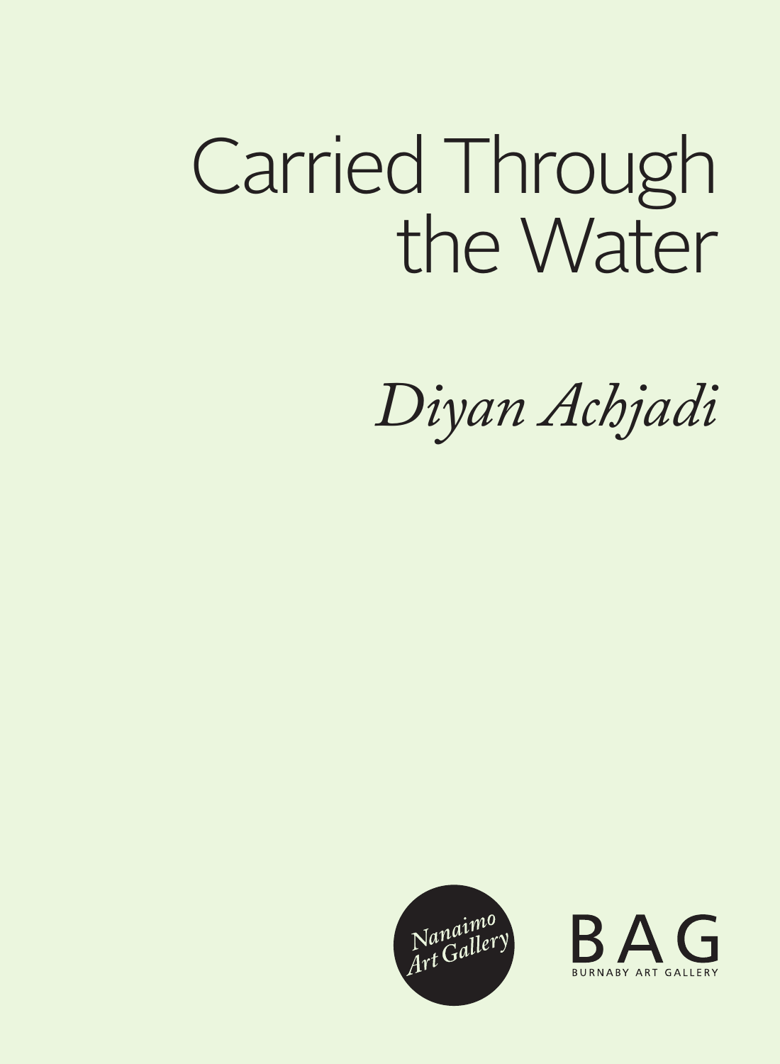# Carried Through the Water

*Diyan Achjadi*

*Nanaimo Art Gallery*

BAG
BURNABY ART GALLERY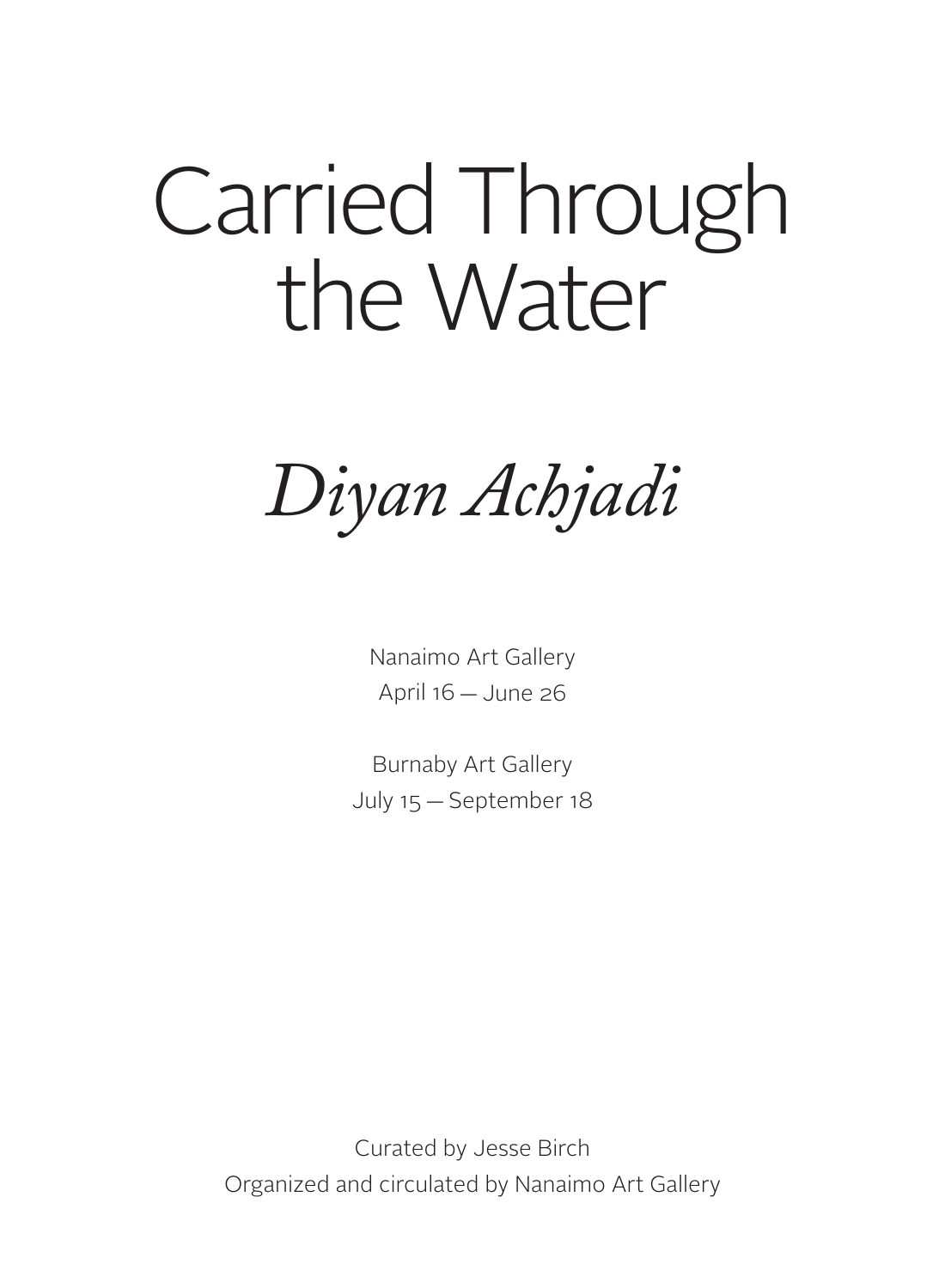# Carried Through the Water

## *Diyan Achjadi*

Nanaimo Art Gallery
April 16 — June 26

Burnaby Art Gallery
July 15 — September 18

Curated by Jesse Birch
Organized and circulated by Nanaimo Art Gallery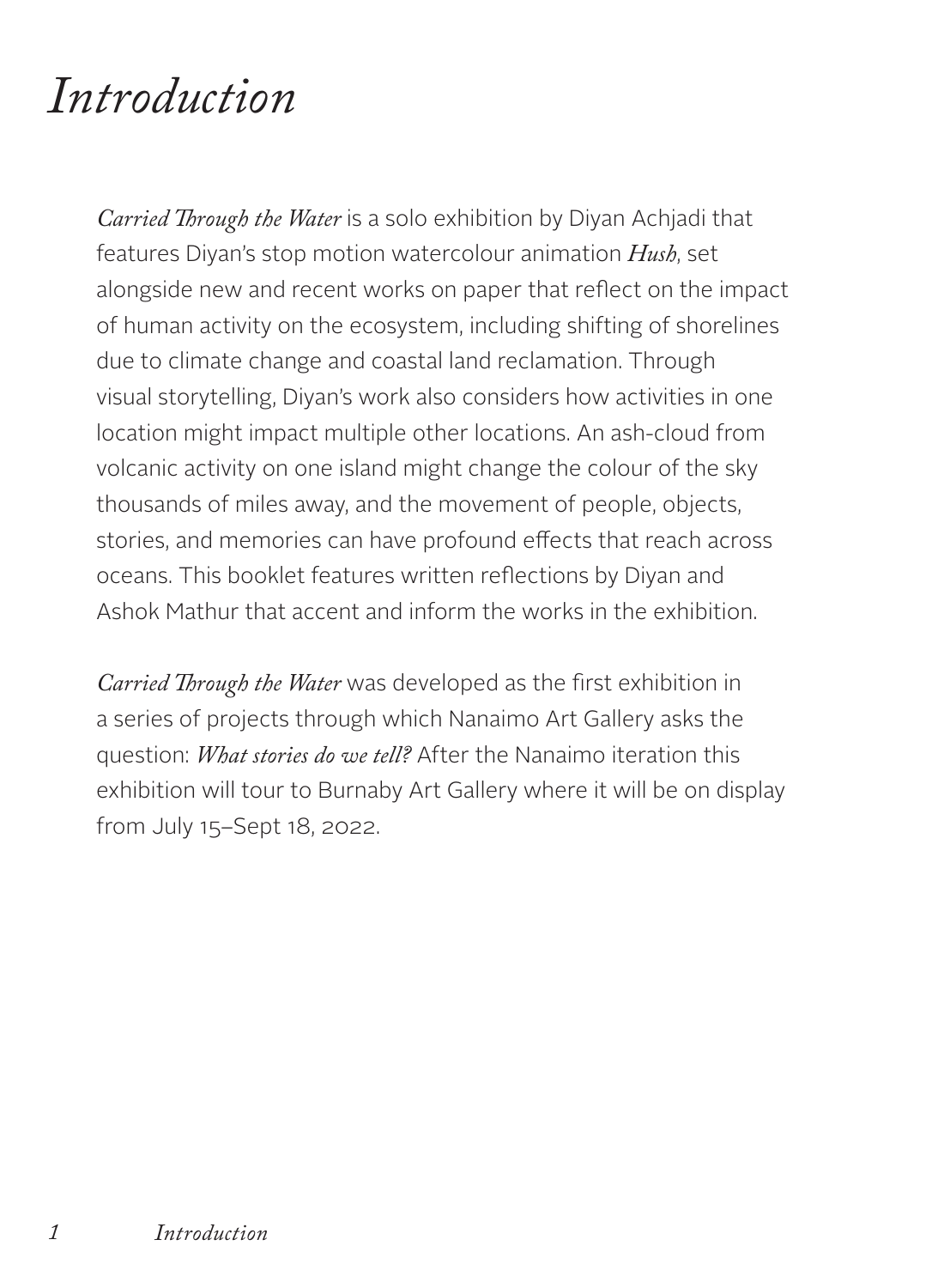# *Introduction*

*Carried Through the Water* is a solo exhibition by Diyan Achjadi that features Diyan's stop motion watercolour animation ***Hush***, set alongside new and recent works on paper that reflect on the impact of human activity on the ecosystem, including shifting of shorelines due to climate change and coastal land reclamation. Through visual storytelling, Diyan's work also considers how activities in one location might impact multiple other locations. An ash-cloud from volcanic activity on one island might change the colour of the sky thousands of miles away, and the movement of people, objects, stories, and memories can have profound effects that reach across oceans. This booklet features written reflections by Diyan and Ashok Mathur that accent and inform the works in the exhibition.

*Carried Through the Water* was developed as the first exhibition in a series of projects through which Nanaimo Art Gallery asks the question: *What stories do we tell?* After the Nanaimo iteration this exhibition will tour to Burnaby Art Gallery where it will be on display from July 15–Sept 18, 2022.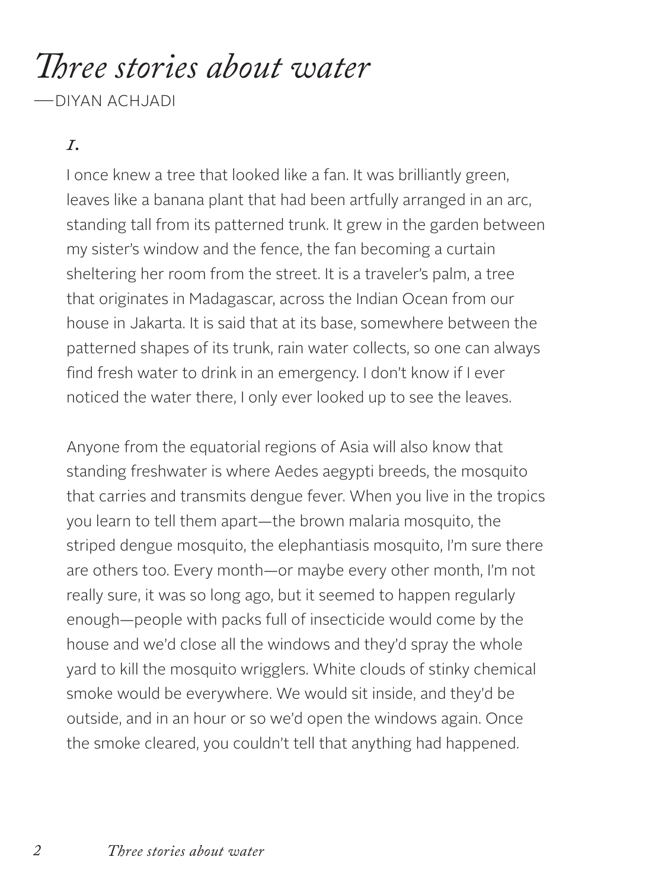# *Three stories about water*

—DIYAN ACHJADI

*1.*

I once knew a tree that looked like a fan. It was brilliantly green, leaves like a banana plant that had been artfully arranged in an arc, standing tall from its patterned trunk. It grew in the garden between my sister's window and the fence, the fan becoming a curtain sheltering her room from the street. It is a traveler's palm, a tree that originates in Madagascar, across the Indian Ocean from our house in Jakarta. It is said that at its base, somewhere between the patterned shapes of its trunk, rain water collects, so one can always find fresh water to drink in an emergency. I don't know if I ever noticed the water there, I only ever looked up to see the leaves.

Anyone from the equatorial regions of Asia will also know that standing freshwater is where Aedes aegypti breeds, the mosquito that carries and transmits dengue fever. When you live in the tropics you learn to tell them apart—the brown malaria mosquito, the striped dengue mosquito, the elephantiasis mosquito, I'm sure there are others too. Every month—or maybe every other month, I'm not really sure, it was so long ago, but it seemed to happen regularly enough—people with packs full of insecticide would come by the house and we'd close all the windows and they'd spray the whole yard to kill the mosquito wrigglers. White clouds of stinky chemical smoke would be everywhere. We would sit inside, and they'd be outside, and in an hour or so we'd open the windows again. Once the smoke cleared, you couldn't tell that anything had happened.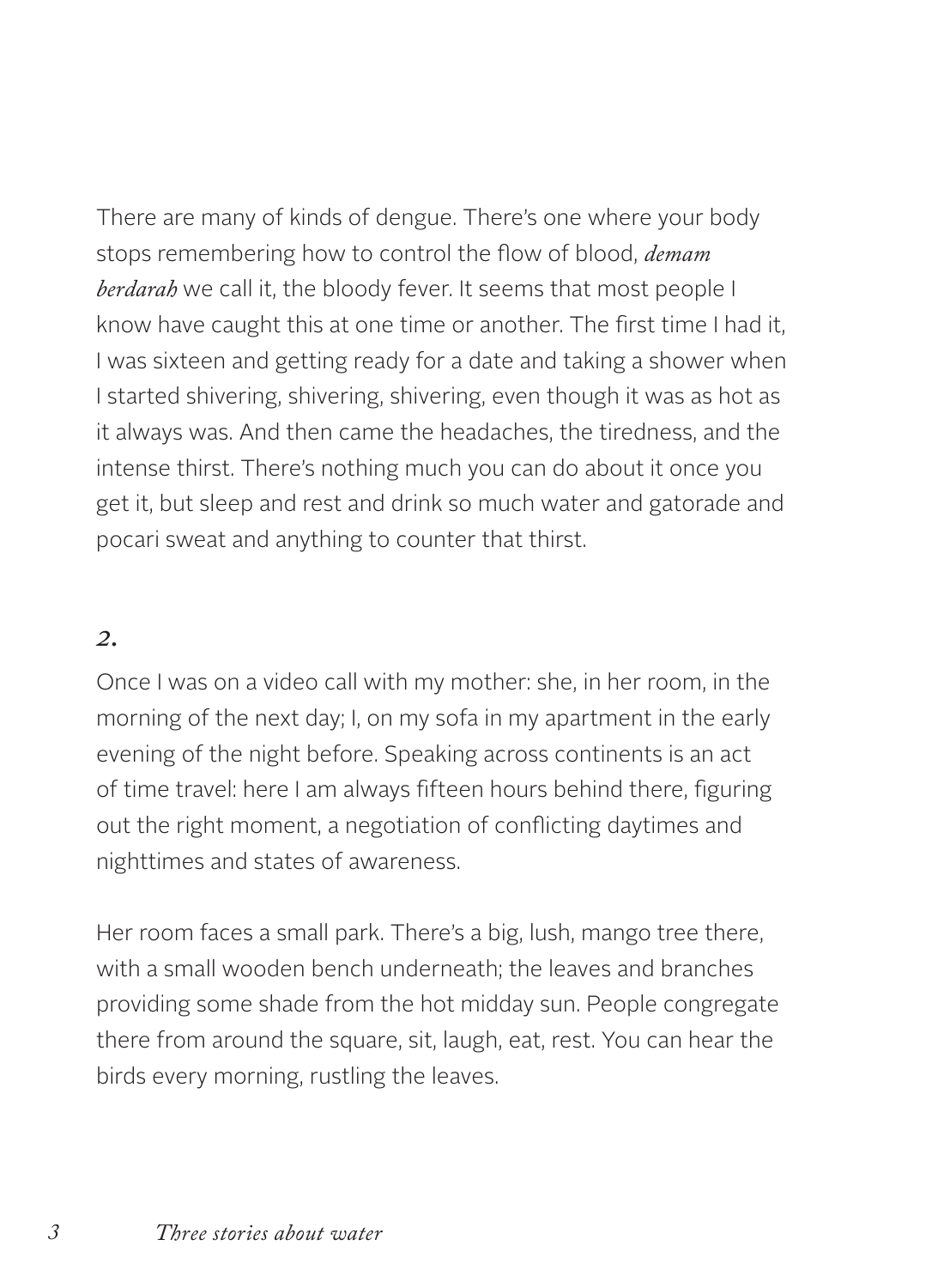There are many of kinds of dengue. There's one where your body stops remembering how to control the flow of blood, *demam berdarah* we call it, the bloody fever. It seems that most people I know have caught this at one time or another. The first time I had it, I was sixteen and getting ready for a date and taking a shower when I started shivering, shivering, shivering, even though it was as hot as it always was. And then came the headaches, the tiredness, and the intense thirst. There's nothing much you can do about it once you get it, but sleep and rest and drink so much water and gatorade and pocari sweat and anything to counter that thirst.

## *2.*

Once I was on a video call with my mother: she, in her room, in the morning of the next day; I, on my sofa in my apartment in the early evening of the night before. Speaking across continents is an act of time travel: here I am always fifteen hours behind there, figuring out the right moment, a negotiation of conflicting daytimes and nighttimes and states of awareness.

Her room faces a small park. There's a big, lush, mango tree there, with a small wooden bench underneath; the leaves and branches providing some shade from the hot midday sun. People congregate there from around the square, sit, laugh, eat, rest. You can hear the birds every morning, rustling the leaves.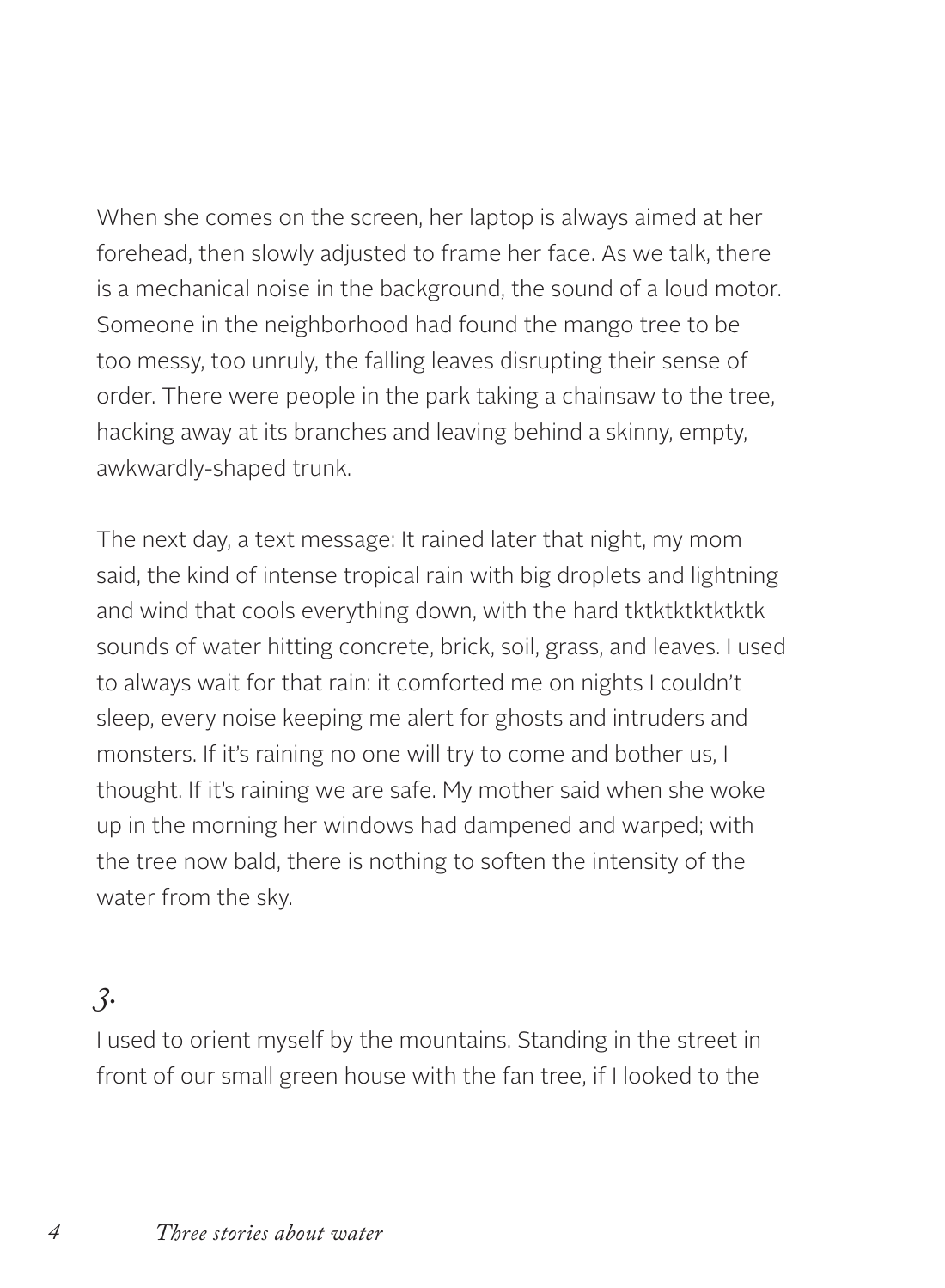When she comes on the screen, her laptop is always aimed at her forehead, then slowly adjusted to frame her face. As we talk, there is a mechanical noise in the background, the sound of a loud motor. Someone in the neighborhood had found the mango tree to be too messy, too unruly, the falling leaves disrupting their sense of order. There were people in the park taking a chainsaw to the tree, hacking away at its branches and leaving behind a skinny, empty, awkwardly-shaped trunk.

The next day, a text message: It rained later that night, my mom said, the kind of intense tropical rain with big droplets and lightning and wind that cools everything down, with the hard tktktktktktktk sounds of water hitting concrete, brick, soil, grass, and leaves. I used to always wait for that rain: it comforted me on nights I couldn't sleep, every noise keeping me alert for ghosts and intruders and monsters. If it's raining no one will try to come and bother us, I thought. If it's raining we are safe. My mother said when she woke up in the morning her windows had dampened and warped; with the tree now bald, there is nothing to soften the intensity of the water from the sky.

## *3.*

I used to orient myself by the mountains. Standing in the street in front of our small green house with the fan tree, if I looked to the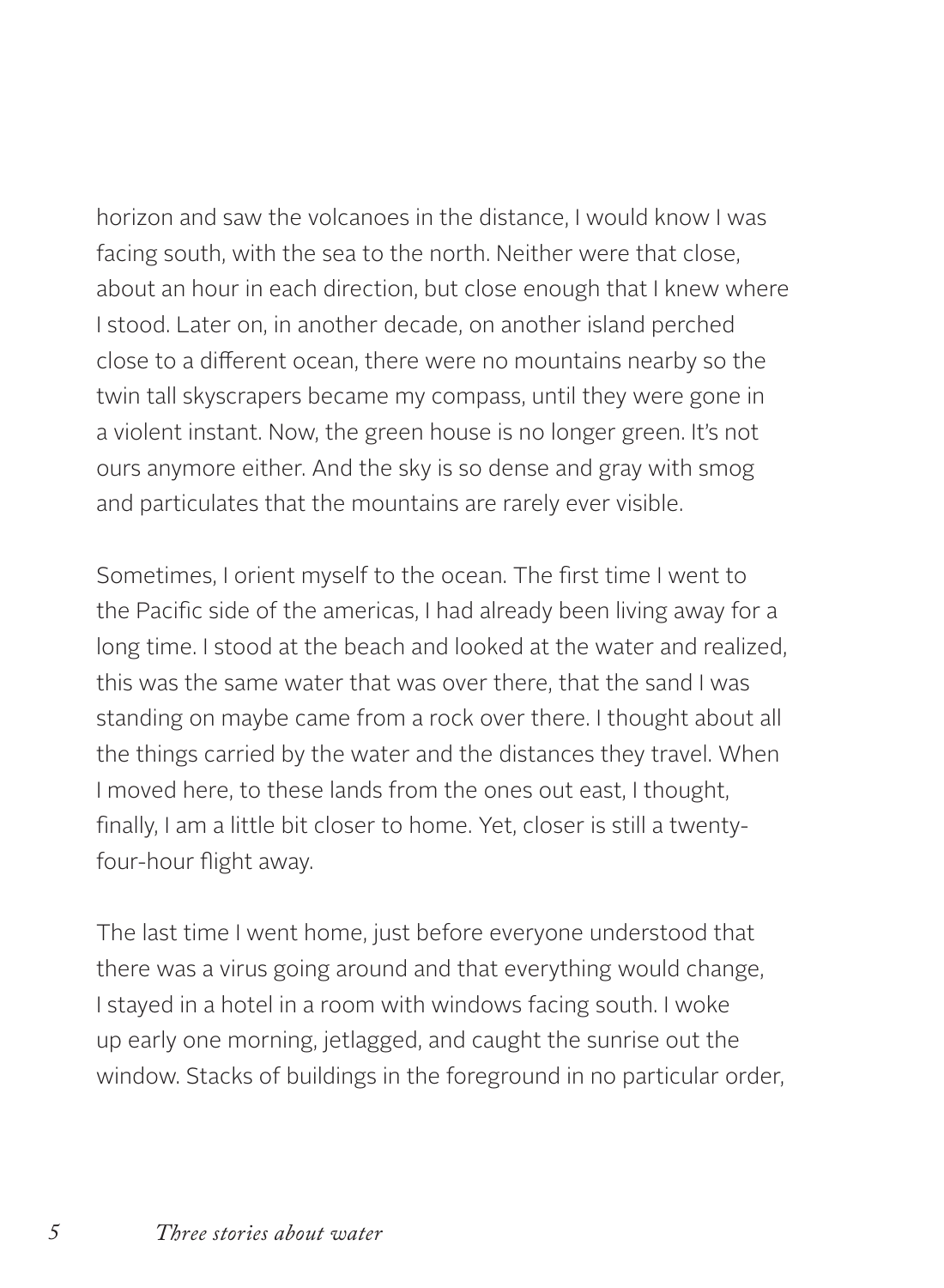horizon and saw the volcanoes in the distance, I would know I was facing south, with the sea to the north. Neither were that close, about an hour in each direction, but close enough that I knew where I stood. Later on, in another decade, on another island perched close to a different ocean, there were no mountains nearby so the twin tall skyscrapers became my compass, until they were gone in a violent instant. Now, the green house is no longer green. It's not ours anymore either. And the sky is so dense and gray with smog and particulates that the mountains are rarely ever visible.

Sometimes, I orient myself to the ocean. The first time I went to the Pacific side of the americas, I had already been living away for a long time. I stood at the beach and looked at the water and realized, this was the same water that was over there, that the sand I was standing on maybe came from a rock over there. I thought about all the things carried by the water and the distances they travel. When I moved here, to these lands from the ones out east, I thought, finally, I am a little bit closer to home. Yet, closer is still a twenty-four-hour flight away.

The last time I went home, just before everyone understood that there was a virus going around and that everything would change, I stayed in a hotel in a room with windows facing south. I woke up early one morning, jetlagged, and caught the sunrise out the window. Stacks of buildings in the foreground in no particular order,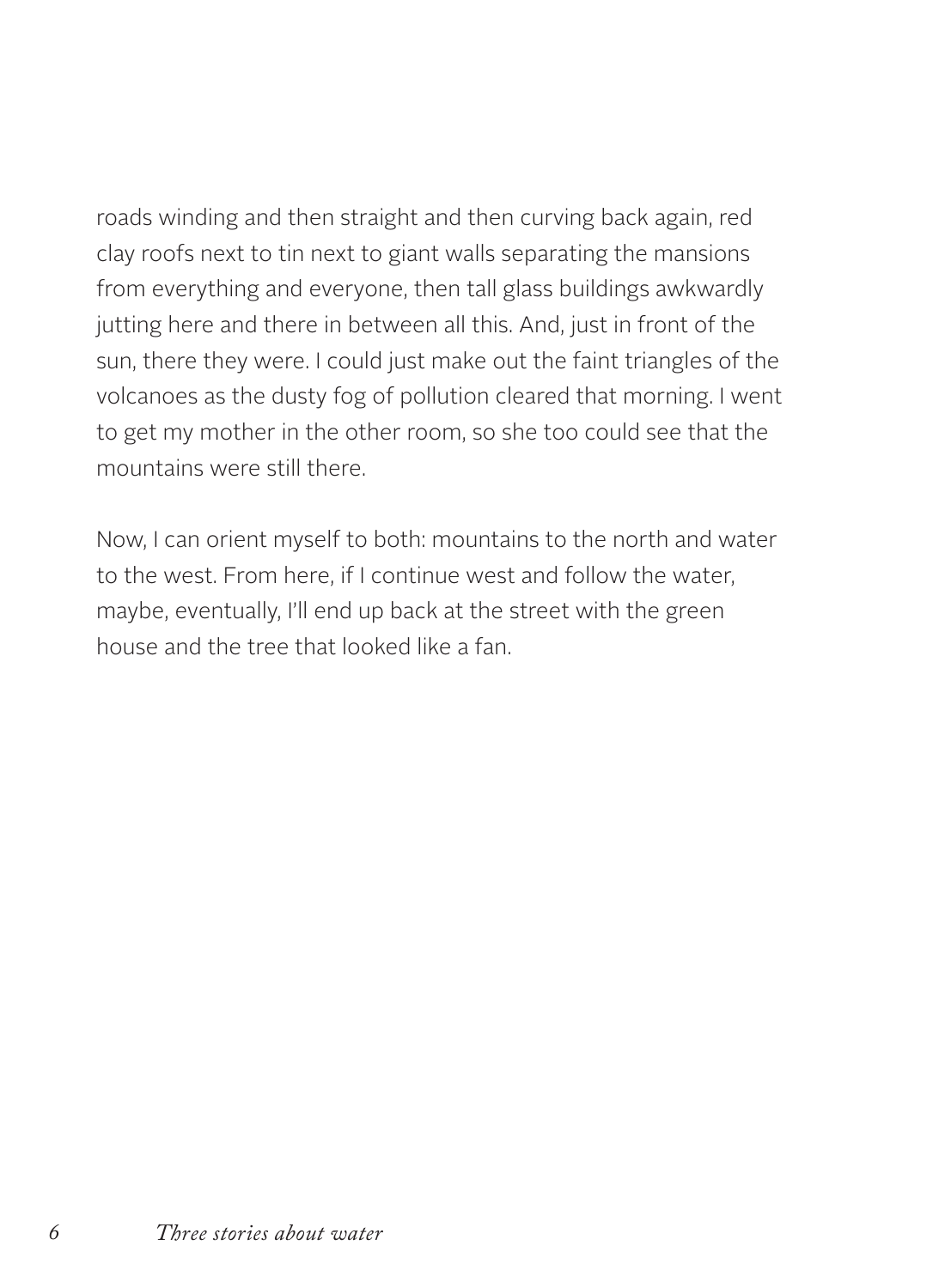roads winding and then straight and then curving back again, red clay roofs next to tin next to giant walls separating the mansions from everything and everyone, then tall glass buildings awkwardly jutting here and there in between all this. And, just in front of the sun, there they were. I could just make out the faint triangles of the volcanoes as the dusty fog of pollution cleared that morning. I went to get my mother in the other room, so she too could see that the mountains were still there.

Now, I can orient myself to both: mountains to the north and water to the west. From here, if I continue west and follow the water, maybe, eventually, I'll end up back at the street with the green house and the tree that looked like a fan.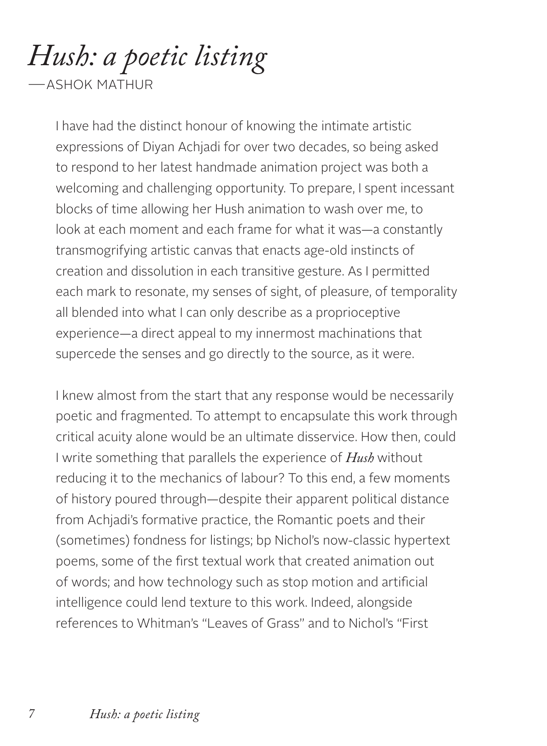# *Hush: a poetic listing*

—ASHOK MATHUR

I have had the distinct honour of knowing the intimate artistic expressions of Diyan Achjadi for over two decades, so being asked to respond to her latest handmade animation project was both a welcoming and challenging opportunity. To prepare, I spent incessant blocks of time allowing her Hush animation to wash over me, to look at each moment and each frame for what it was—a constantly transmogrifying artistic canvas that enacts age-old instincts of creation and dissolution in each transitive gesture. As I permitted each mark to resonate, my senses of sight, of pleasure, of temporality all blended into what I can only describe as a proprioceptive experience—a direct appeal to my innermost machinations that supercede the senses and go directly to the source, as it were.

I knew almost from the start that any response would be necessarily poetic and fragmented. To attempt to encapsulate this work through critical acuity alone would be an ultimate disservice. How then, could I write something that parallels the experience of ***Hush*** without reducing it to the mechanics of labour? To this end, a few moments of history poured through—despite their apparent political distance from Achjadi's formative practice, the Romantic poets and their (sometimes) fondness for listings; bp Nichol's now-classic hypertext poems, some of the first textual work that created animation out of words; and how technology such as stop motion and artificial intelligence could lend texture to this work. Indeed, alongside references to Whitman's "Leaves of Grass" and to Nichol's "First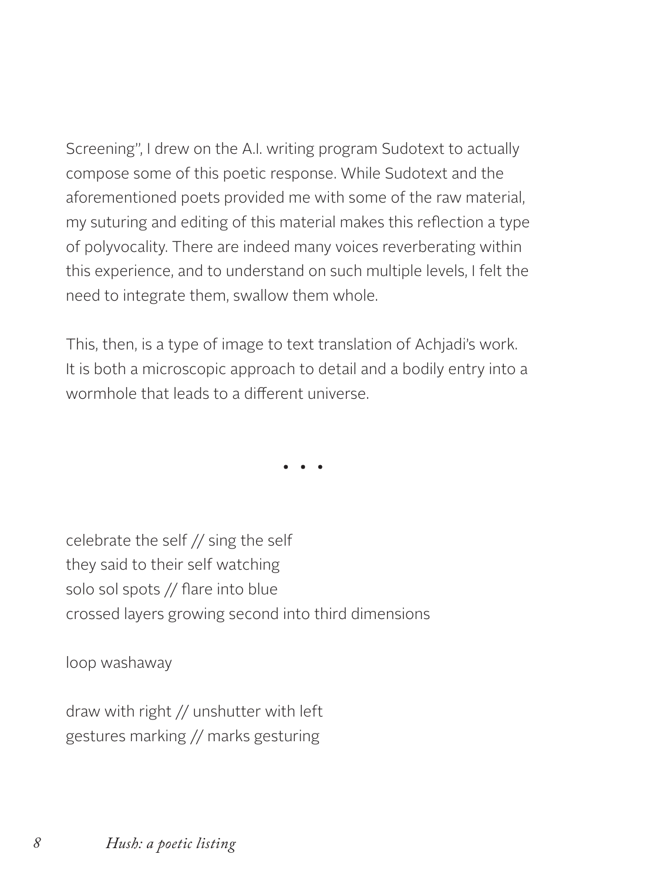Screening", I drew on the A.I. writing program Sudotext to actually compose some of this poetic response. While Sudotext and the aforementioned poets provided me with some of the raw material, my suturing and editing of this material makes this reflection a type of polyvocality. There are indeed many voices reverberating within this experience, and to understand on such multiple levels, I felt the need to integrate them, swallow them whole.

This, then, is a type of image to text translation of Achjadi's work. It is both a microscopic approach to detail and a bodily entry into a wormhole that leads to a different universe.

• • •

celebrate the self // sing the self
they said to their self watching
solo sol spots // flare into blue
crossed layers growing second into third dimensions

loop washaway

draw with right // unshutter with left
gestures marking // marks gesturing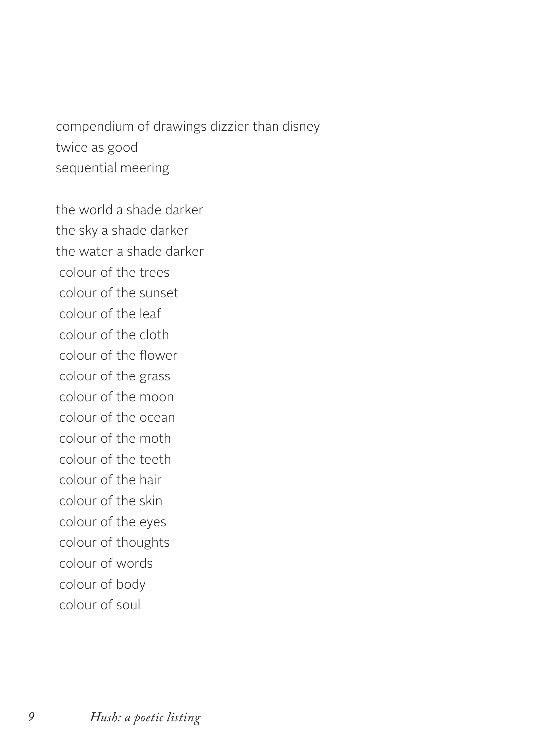compendium of drawings dizzier than disney
twice as good
sequential meering

the world a shade darker
the sky a shade darker
the water a shade darker
colour of the trees
colour of the sunset
colour of the leaf
colour of the cloth
colour of the flower
colour of the grass
colour of the moon
colour of the ocean
colour of the moth
colour of the teeth
colour of the hair
colour of the skin
colour of the eyes
colour of thoughts
colour of words
colour of body
colour of soul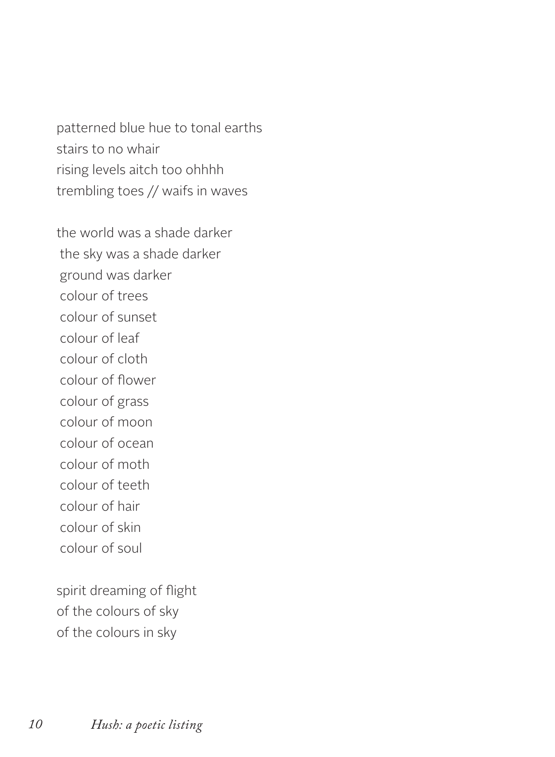patterned blue hue to tonal earths
stairs to no whair
rising levels aitch too ohhhh
trembling toes // waifs in waves

the world was a shade darker
the sky was a shade darker
ground was darker
colour of trees
colour of sunset
colour of leaf
colour of cloth
colour of flower
colour of grass
colour of moon
colour of ocean
colour of moth
colour of teeth
colour of hair
colour of skin
colour of soul

spirit dreaming of flight
of the colours of sky
of the colours in sky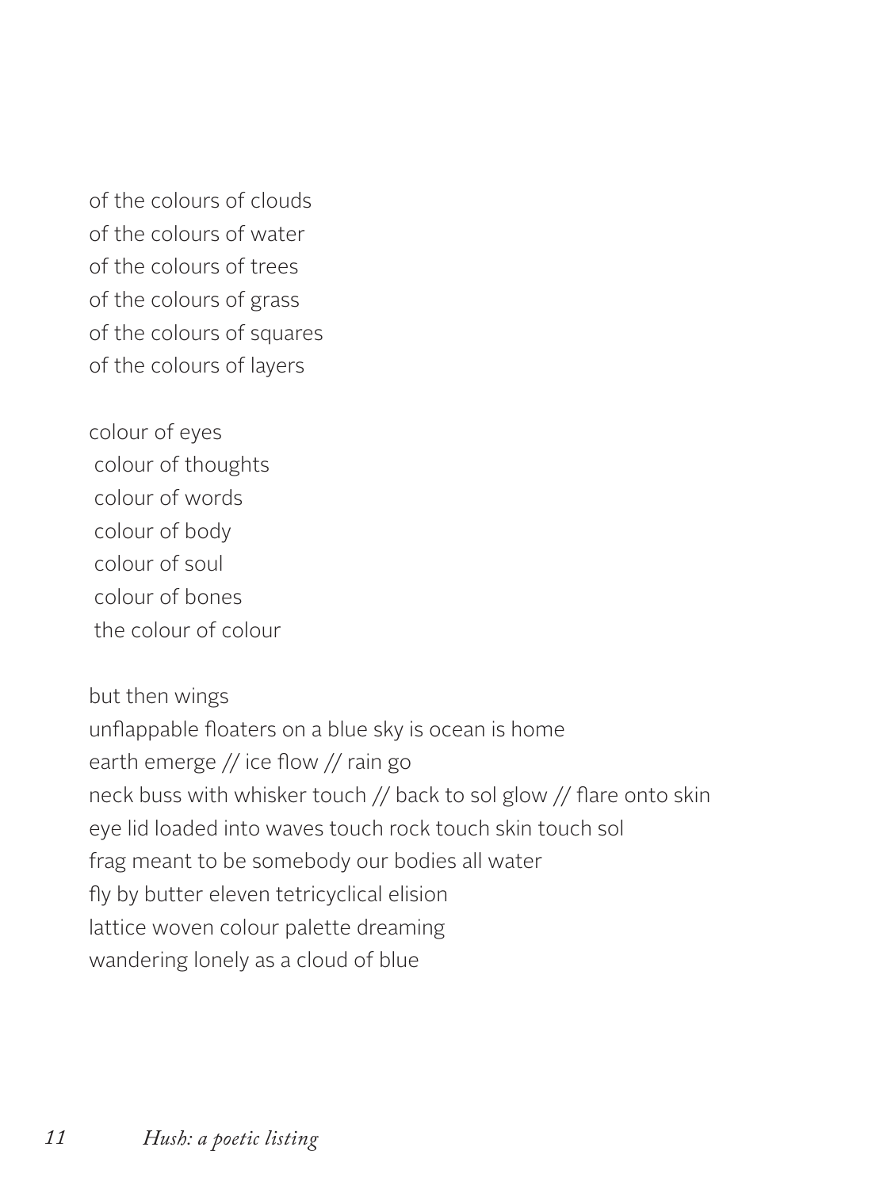of the colours of clouds
of the colours of water
of the colours of trees
of the colours of grass
of the colours of squares
of the colours of layers

colour of eyes
colour of thoughts
colour of words
colour of body
colour of soul
colour of bones
the colour of colour

but then wings
unflappable floaters on a blue sky is ocean is home
earth emerge // ice flow // rain go
neck buss with whisker touch // back to sol glow // flare onto skin
eye lid loaded into waves touch rock touch skin touch sol
frag meant to be somebody our bodies all water
fly by butter eleven tetricyclical elision
lattice woven colour palette dreaming
wandering lonely as a cloud of blue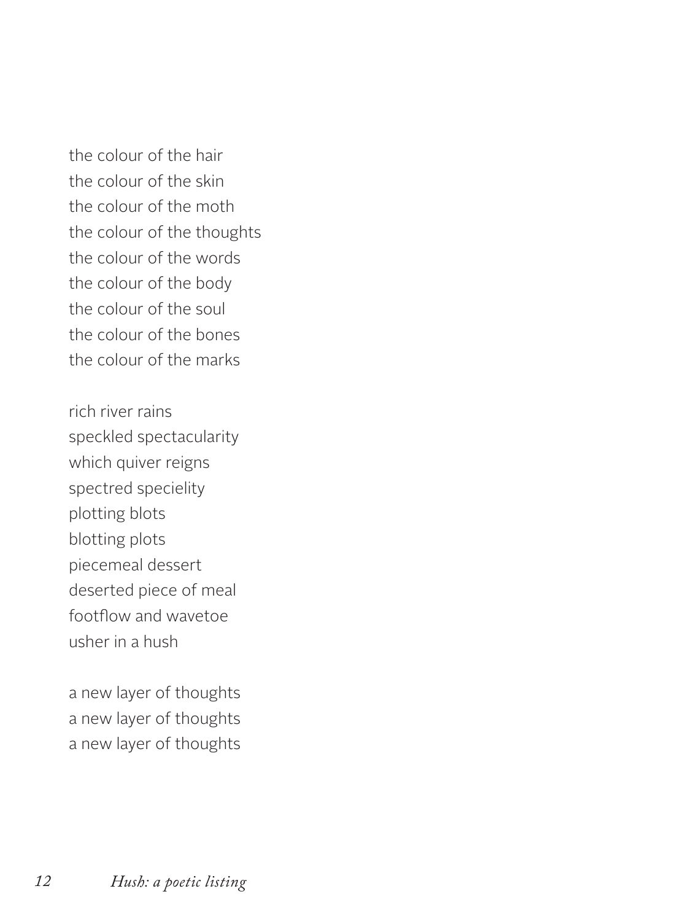the colour of the hair
the colour of the skin
the colour of the moth
the colour of the thoughts
the colour of the words
the colour of the body
the colour of the soul
the colour of the bones
the colour of the marks

rich river rains
speckled spectacularity
which quiver reigns
spectred specielity
plotting blots
blotting plots
piecemeal dessert
deserted piece of meal
footflow and wavetoe
usher in a hush

a new layer of thoughts
a new layer of thoughts
a new layer of thoughts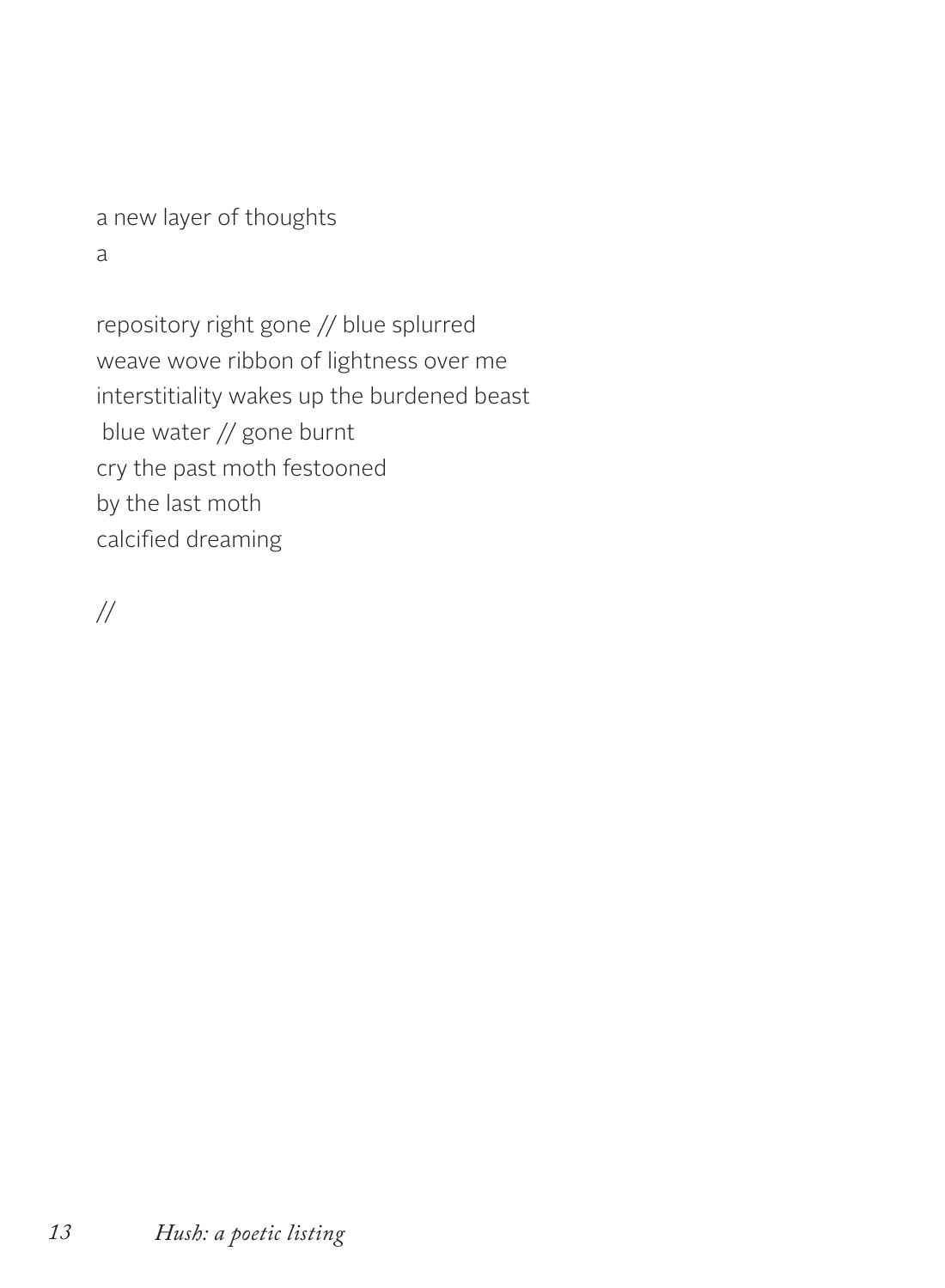a new layer of thoughts  
a

repository right gone // blue splurred  
weave wove ribbon of lightness over me  
interstitiality wakes up the burdened beast  
 blue water // gone burnt  
cry the past moth festooned  
by the last moth  
calcified dreaming

//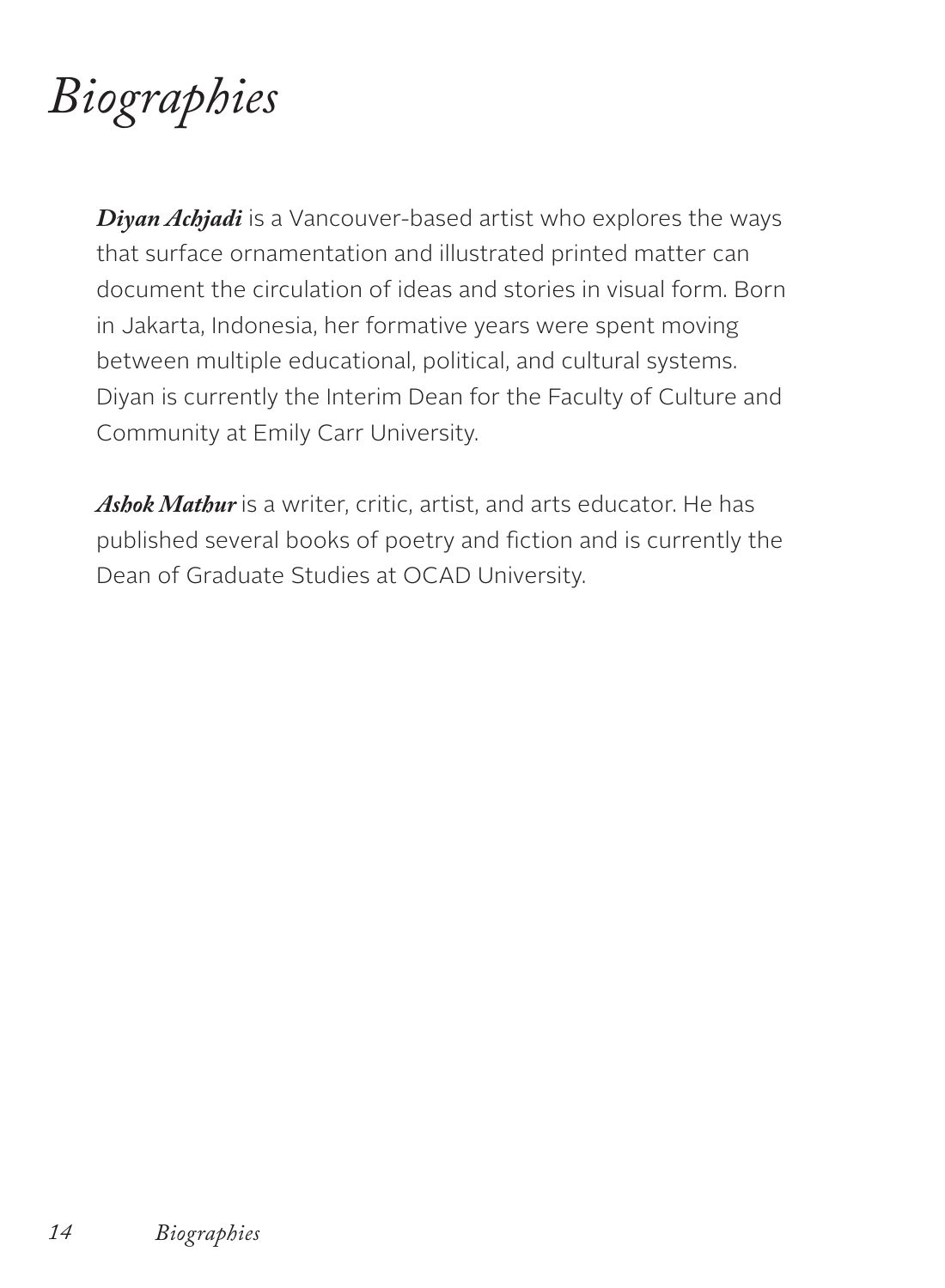# *Biographies*

***Diyan Achjadi*** is a Vancouver-based artist who explores the ways that surface ornamentation and illustrated printed matter can document the circulation of ideas and stories in visual form. Born in Jakarta, Indonesia, her formative years were spent moving between multiple educational, political, and cultural systems. Diyan is currently the Interim Dean for the Faculty of Culture and Community at Emily Carr University.

***Ashok Mathur*** is a writer, critic, artist, and arts educator. He has published several books of poetry and fiction and is currently the Dean of Graduate Studies at OCAD University.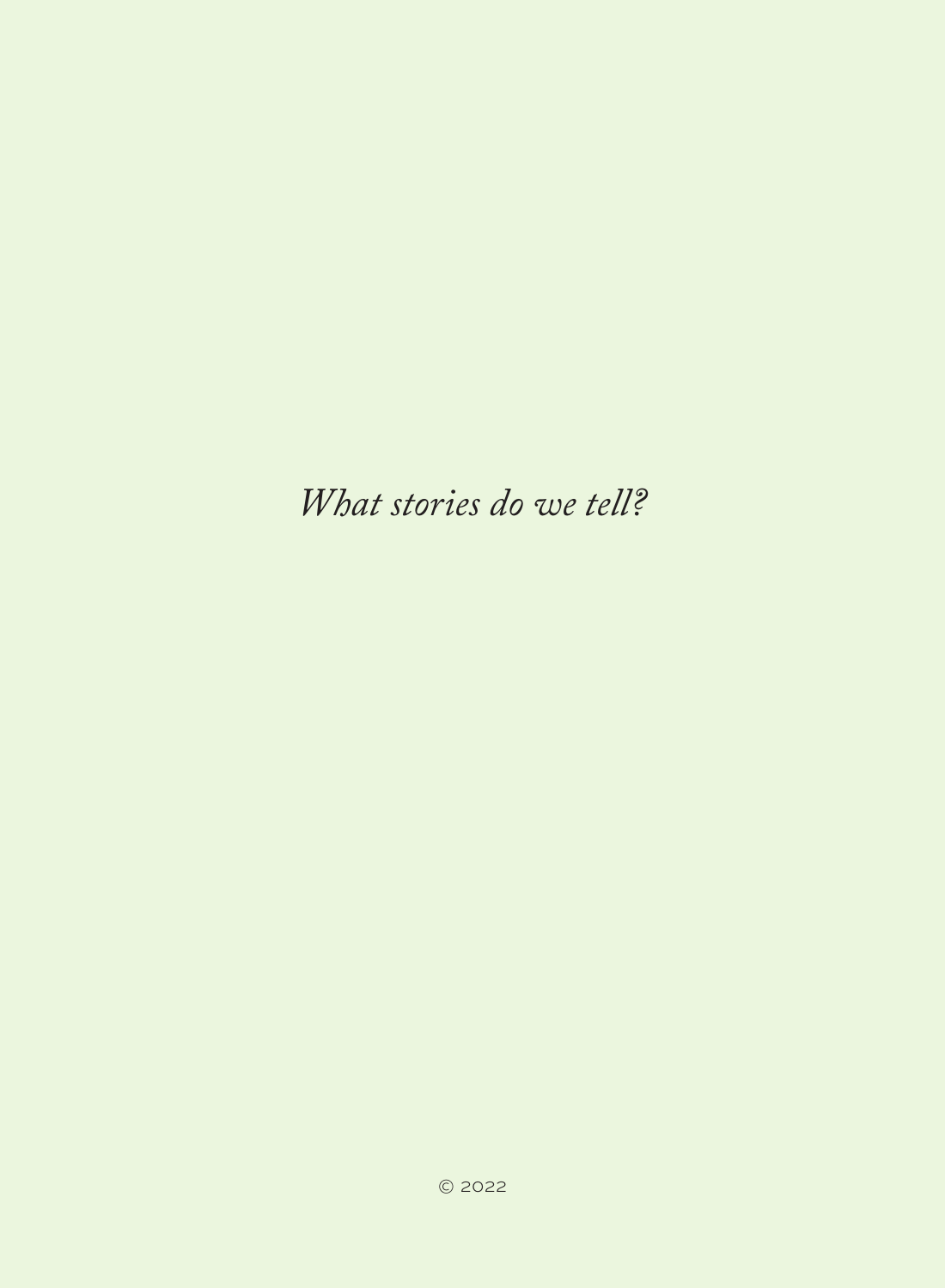*What stories do we tell?*

© 2022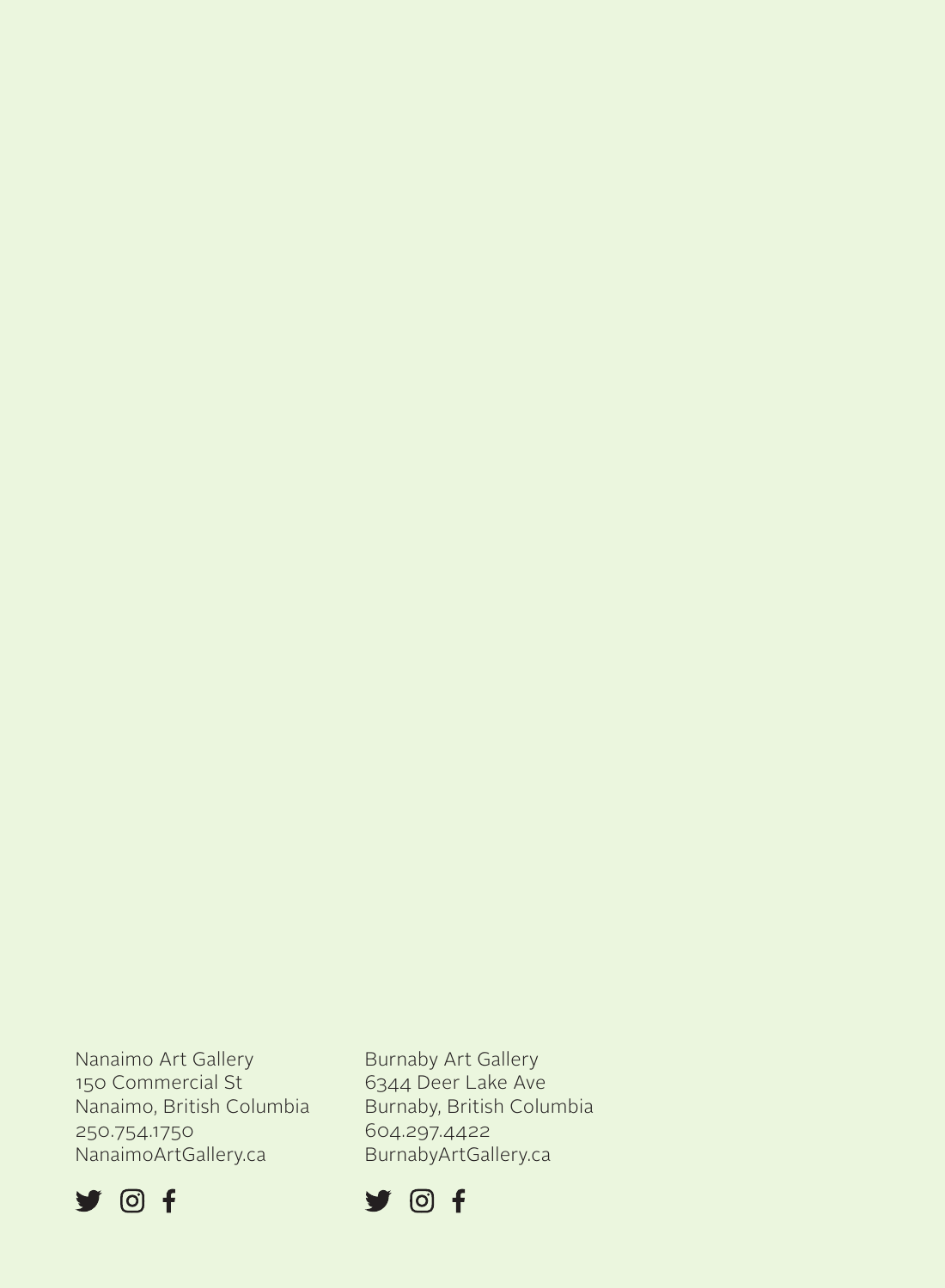Nanaimo Art Gallery
150 Commercial St
Nanaimo, British Columbia
250.754.1750
NanaimoArtGallery.ca

Burnaby Art Gallery
6344 Deer Lake Ave
Burnaby, British Columbia
604.297.4422
BurnabyArtGallery.ca